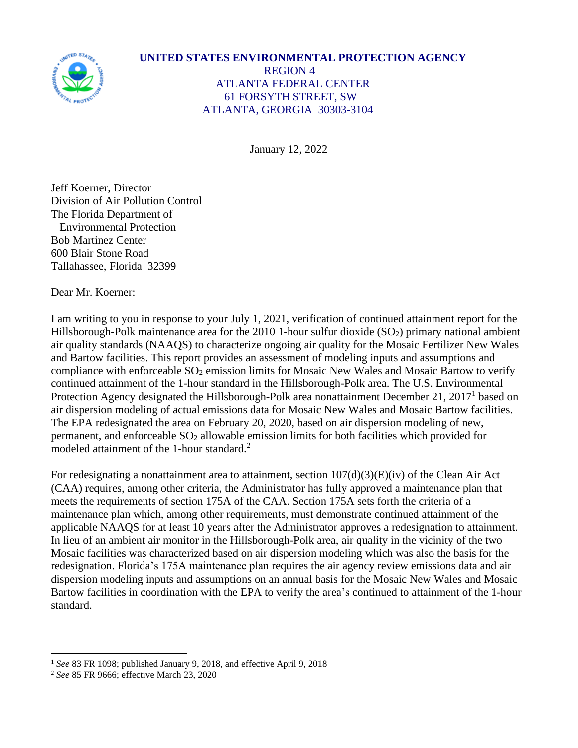**UNITED STATES ENVIRONMENTAL PROTECTION AGENCY**
REGION 4
ATLANTA FEDERAL CENTER
61 FORSYTH STREET, SW
ATLANTA, GEORGIA 30303-3104

January 12, 2022

Jeff Koerner, Director
Division of Air Pollution Control
The Florida Department of
Environmental Protection
Bob Martinez Center
600 Blair Stone Road
Tallahassee, Florida 32399

Dear Mr. Koerner:

I am writing to you in response to your July 1, 2021, verification of continued attainment report for the Hillsborough-Polk maintenance area for the 2010 1-hour sulfur dioxide ($SO_2$) primary national ambient air quality standards (NAAQS) to characterize ongoing air quality for the Mosaic Fertilizer New Wales and Bartow facilities. This report provides an assessment of modeling inputs and assumptions and compliance with enforceable $SO_2$ emission limits for Mosaic New Wales and Mosaic Bartow to verify continued attainment of the 1-hour standard in the Hillsborough-Polk area. The U.S. Environmental Protection Agency designated the Hillsborough-Polk area nonattainment December 21, 2017[1] based on air dispersion modeling of actual emissions data for Mosaic New Wales and Mosaic Bartow facilities. The EPA redesignated the area on February 20, 2020, based on air dispersion modeling of new, permanent, and enforceable $SO_2$ allowable emission limits for both facilities which provided for modeled attainment of the 1-hour standard.[2]

For redesignating a nonattainment area to attainment, section 107(d)(3)(E)(iv) of the Clean Air Act (CAA) requires, among other criteria, the Administrator has fully approved a maintenance plan that meets the requirements of section 175A of the CAA. Section 175A sets forth the criteria of a maintenance plan which, among other requirements, must demonstrate continued attainment of the applicable NAAQS for at least 10 years after the Administrator approves a redesignation to attainment. In lieu of an ambient air monitor in the Hillsborough-Polk area, air quality in the vicinity of the two Mosaic facilities was characterized based on air dispersion modeling which was also the basis for the redesignation. Florida's 175A maintenance plan requires the air agency review emissions data and air dispersion modeling inputs and assumptions on an annual basis for the Mosaic New Wales and Mosaic Bartow facilities in coordination with the EPA to verify the area's continued to attainment of the 1-hour standard.

---

[1] *See* 83 FR 1098; published January 9, 2018, and effective April 9, 2018

[2] *See* 85 FR 9666; effective March 23, 2020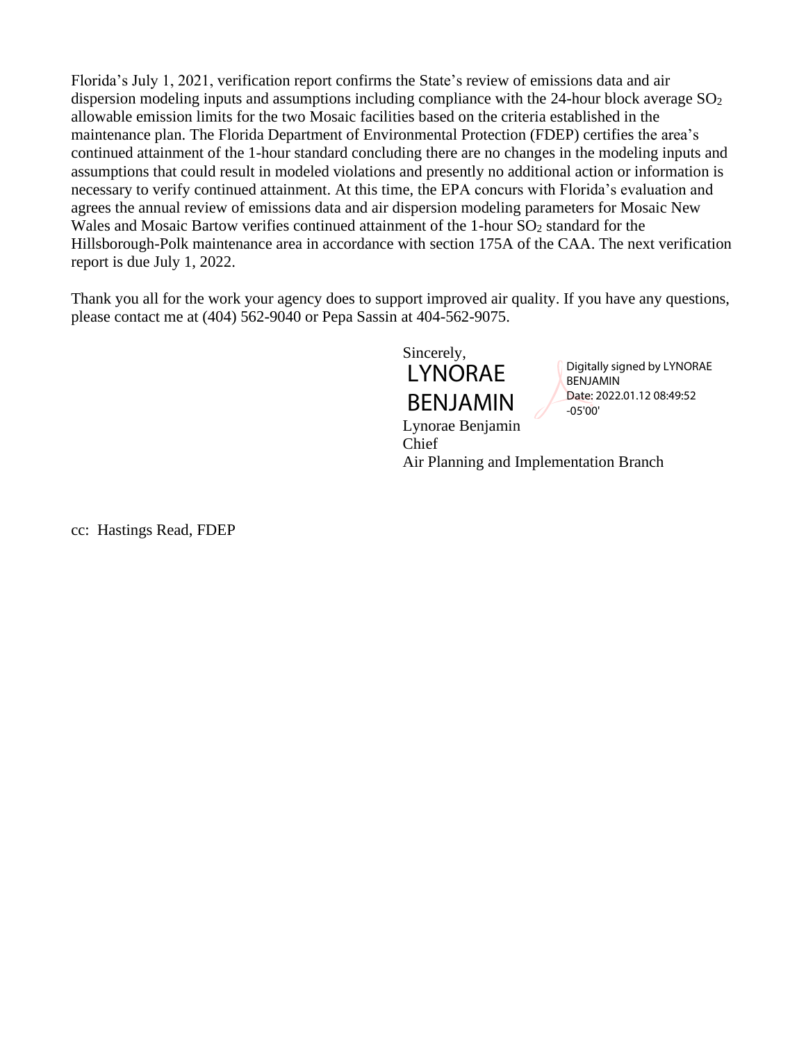Florida's July 1, 2021, verification report confirms the State's review of emissions data and air dispersion modeling inputs and assumptions including compliance with the 24-hour block average $SO_2$ allowable emission limits for the two Mosaic facilities based on the criteria established in the maintenance plan. The Florida Department of Environmental Protection (FDEP) certifies the area's continued attainment of the 1-hour standard concluding there are no changes in the modeling inputs and assumptions that could result in modeled violations and presently no additional action or information is necessary to verify continued attainment. At this time, the EPA concurs with Florida's evaluation and agrees the annual review of emissions data and air dispersion modeling parameters for Mosaic New Wales and Mosaic Bartow verifies continued attainment of the 1-hour $SO_2$ standard for the Hillsborough-Polk maintenance area in accordance with section 175A of the CAA. The next verification report is due July 1, 2022.

Thank you all for the work your agency does to support improved air quality. If you have any questions, please contact me at (404) 562-9040 or Pepa Sassin at 404-562-9075.

Sincerely,

LYNORAE BENJAMIN

Digitally signed by LYNORAE BENJAMIN
Date: 2022.01.12 08:49:52 -05'00'

Lynorae Benjamin
Chief
Air Planning and Implementation Branch

cc: Hastings Read, FDEP